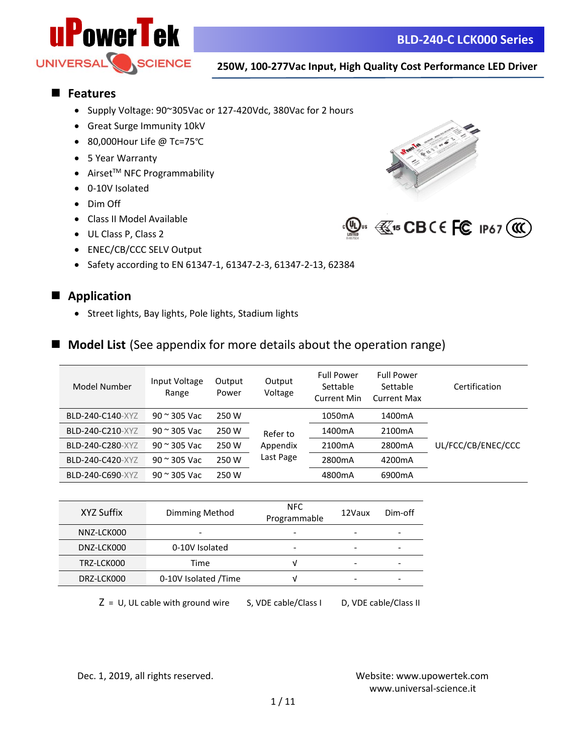# BLD-240-C LCK000 Series

**250W, 100-277Vac Input, High Quality Cost Performance LED Driver**

## Features

- Supply Voltage: 90~305Vac or 127-420Vdc, 380Vac for 2 hours
- Great Surge Immunity 10kV
- 80,000Hour Life @ Tc=75℃
- 5 Year Warranty
- Airset™ NFC Programmability
- 0-10V Isolated
- Dim Off
- Class II Model Available
- UL Class P, Class 2
- ENEC/CB/CCC SELV Output
- Safety according to EN 61347-1, 61347-2-3, 61347-2-13, 62384

## Application

- Street lights, Bay lights, Pole lights, Stadium lights

## Model List (See appendix for more details about the operation range)

| Model Number | Input Voltage Range | Output Power | Output Voltage | Full Power Settable Current Min | Full Power Settable Current Max | Certification |
|---|---|---|---|---|---|---|
| BLD-240-C140-XYZ | 90 ~ 305 Vac | 250 W | Refer to Appendix Last Page | 1050mA | 1400mA | UL/FCC/CB/ENEC/CCC |
| BLD-240-C210-XYZ | 90 ~ 305 Vac | 250 W | | 1400mA | 2100mA | |
| BLD-240-C280-XYZ | 90 ~ 305 Vac | 250 W | | 2100mA | 2800mA | |
| BLD-240-C420-XYZ | 90 ~ 305 Vac | 250 W | | 2800mA | 4200mA | |
| BLD-240-C690-XYZ | 90 ~ 305 Vac | 250 W | | 4800mA | 6900mA | |

| XYZ Suffix | Dimming Method | NFC Programmable | 12Vaux | Dim-off |
|---|---|---|---|---|
| NNZ-LCK000 | - | - | - | - |
| DNZ-LCK000 | 0-10V Isolated | - | - | - |
| TRZ-LCK000 | Time | √ | - | - |
| DRZ-LCK000 | 0-10V Isolated /Time | √ | - | - |

Z = U, UL cable with ground wire    S, VDE cable/Class I    D, VDE cable/Class II

Dec. 1, 2019, all rights reserved.

Website: www.upowertek.com
www.universal-science.it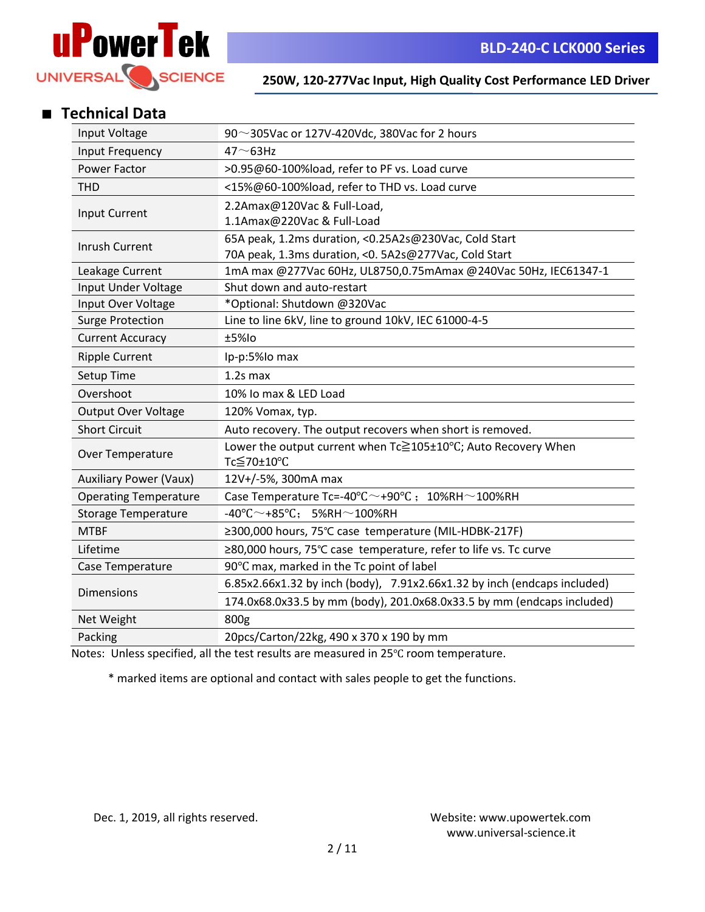## Technical Data

| | |
|---|---|
| Input Voltage | 90～305Vac or 127V-420Vdc, 380Vac for 2 hours |
| Input Frequency | 47～63Hz |
| Power Factor | >0.95@60-100%load, refer to PF vs. Load curve |
| THD | <15%@60-100%load, refer to THD vs. Load curve |
| Input Current | 2.2Amax@120Vac & Full-Load,<br>1.1Amax@220Vac & Full-Load |
| Inrush Current | 65A peak, 1.2ms duration, <0.25A2s@230Vac, Cold Start<br>70A peak, 1.3ms duration, <0. 5A2s@277Vac, Cold Start |
| Leakage Current | 1mA max @277Vac 60Hz, UL8750,0.75mAmax @240Vac 50Hz, IEC61347-1 |
| Input Under Voltage | Shut down and auto-restart |
| Input Over Voltage | *Optional: Shutdown @320Vac |
| Surge Protection | Line to line 6kV, line to ground 10kV, IEC 61000-4-5 |
| Current Accuracy | ±5%Io |
| Ripple Current | Ip-p:5%Io max |
| Setup Time | 1.2s max |
| Overshoot | 10% Io max & LED Load |
| Output Over Voltage | 120% Vomax, typ. |
| Short Circuit | Auto recovery. The output recovers when short is removed. |
| Over Temperature | Lower the output current when Tc≧105±10℃; Auto Recovery When Tc≦70±10℃ |
| Auxiliary Power (Vaux) | 12V+/-5%, 300mA max |
| Operating Temperature | Case Temperature Tc=-40℃～+90℃； 10%RH～100%RH |
| Storage Temperature | -40℃～+85℃； 5%RH～100%RH |
| MTBF | ≥300,000 hours, 75℃ case temperature (MIL-HDBK-217F) |
| Lifetime | ≥80,000 hours, 75℃ case temperature, refer to life vs. Tc curve |
| Case Temperature | 90℃ max, marked in the Tc point of label |
| Dimensions | 6.85x2.66x1.32 by inch (body), 7.91x2.66x1.32 by inch (endcaps included) |
| | 174.0x68.0x33.5 by mm (body), 201.0x68.0x33.5 by mm (endcaps included) |
| Net Weight | 800g |
| Packing | 20pcs/Carton/22kg, 490 x 370 x 190 by mm |

Notes: Unless specified, all the test results are measured in 25℃ room temperature.

\* marked items are optional and contact with sales people to get the functions.

Dec. 1, 2019, all rights reserved.

Website: www.upowertek.com
www.universal-science.it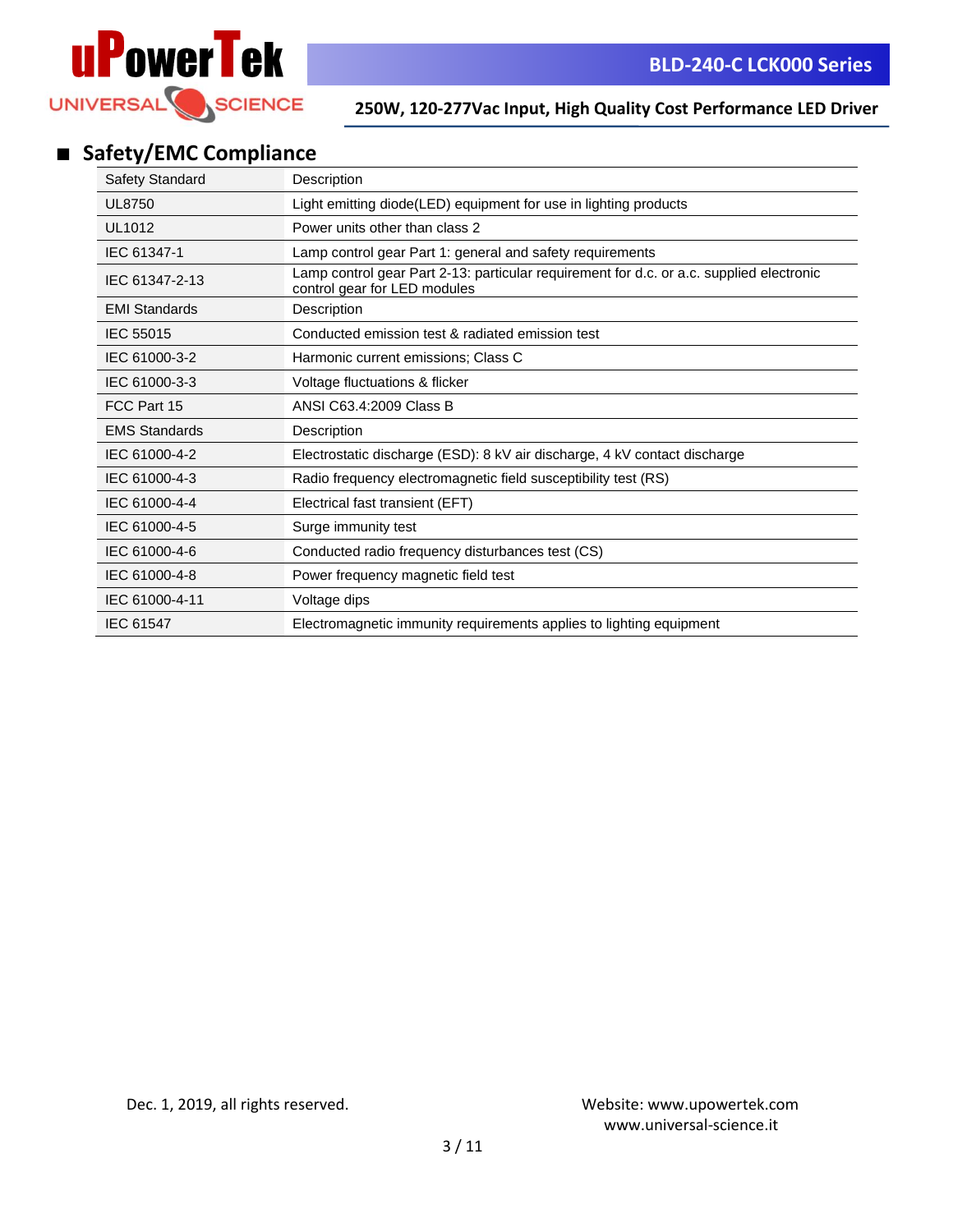## Safety/EMC Compliance

| Safety Standard | Description |
|---|---|
| UL8750 | Light emitting diode(LED) equipment for use in lighting products |
| UL1012 | Power units other than class 2 |
| IEC 61347-1 | Lamp control gear Part 1: general and safety requirements |
| IEC 61347-2-13 | Lamp control gear Part 2-13: particular requirement for d.c. or a.c. supplied electronic control gear for LED modules |
| EMI Standards | Description |
| IEC 55015 | Conducted emission test & radiated emission test |
| IEC 61000-3-2 | Harmonic current emissions; Class C |
| IEC 61000-3-3 | Voltage fluctuations & flicker |
| FCC Part 15 | ANSI C63.4:2009 Class B |
| EMS Standards | Description |
| IEC 61000-4-2 | Electrostatic discharge (ESD): 8 kV air discharge, 4 kV contact discharge |
| IEC 61000-4-3 | Radio frequency electromagnetic field susceptibility test (RS) |
| IEC 61000-4-4 | Electrical fast transient (EFT) |
| IEC 61000-4-5 | Surge immunity test |
| IEC 61000-4-6 | Conducted radio frequency disturbances test (CS) |
| IEC 61000-4-8 | Power frequency magnetic field test |
| IEC 61000-4-11 | Voltage dips |
| IEC 61547 | Electromagnetic immunity requirements applies to lighting equipment |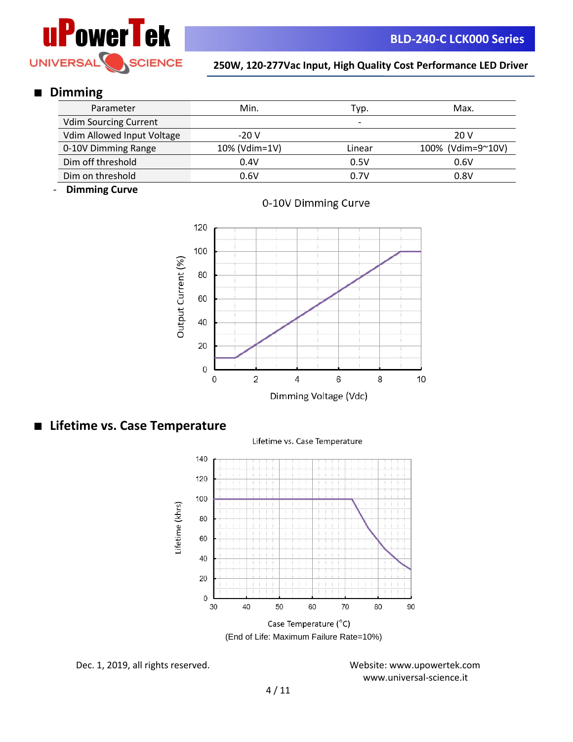## Dimming

| Parameter | Min. | Typ. | Max. |
|---|---|---|---|
| Vdim Sourcing Current | | - | |
| Vdim Allowed Input Voltage | -20 V | | 20 V |
| 0-10V Dimming Range | 10% (Vdim=1V) | Linear | 100% (Vdim=9~10V) |
| Dim off threshold | 0.4V | 0.5V | 0.6V |
| Dim on threshold | 0.6V | 0.7V | 0.8V |

- **Dimming Curve**

0-10V Dimming Curve

Output Current (%)

120
100
80
60
40
20
0

0 2 4 6 8 10

Dimming Voltage (Vdc)

## Lifetime vs. Case Temperature

Lifetime vs. Case Temperature

Lifetime (khrs)

140
120
100
80
60
40
20
0

30 40 50 60 70 80 90

Case Temperature (°C)

(End of Life: Maximum Failure Rate=10%)

Dec. 1, 2019, all rights reserved.

Website: www.upowertek.com
www.universal-science.it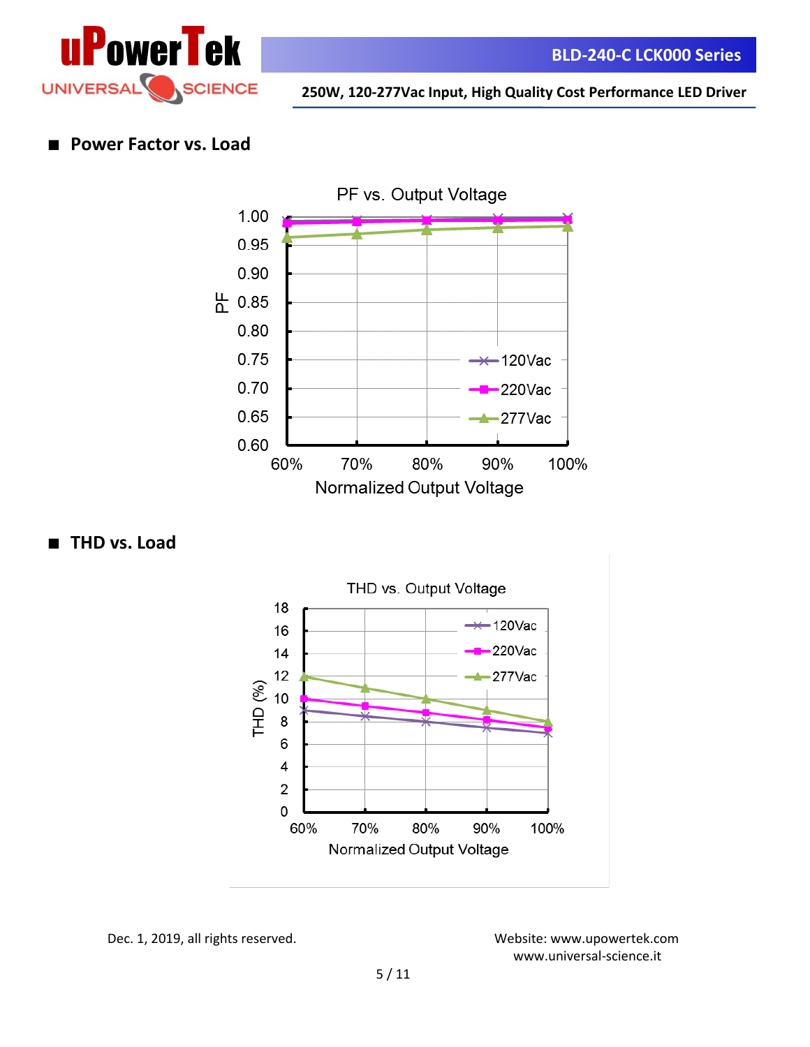## ■ Power Factor vs. Load

PF vs. Output Voltage

PF

1.00
0.95
0.90
0.85
0.80
0.75
0.70
0.65
0.60

60%
70%
80%
90%
100%

Normalized Output Voltage

120Vac
220Vac
277Vac

## ■ THD vs. Load

THD vs. Output Voltage

THD (%)

18
16
14
12
10
8
6
4
2
0

60%
70%
80%
90%
100%

Normalized Output Voltage

120Vac
220Vac
277Vac

Dec. 1, 2019, all rights reserved.

Website: www.upowertek.com
www.universal-science.it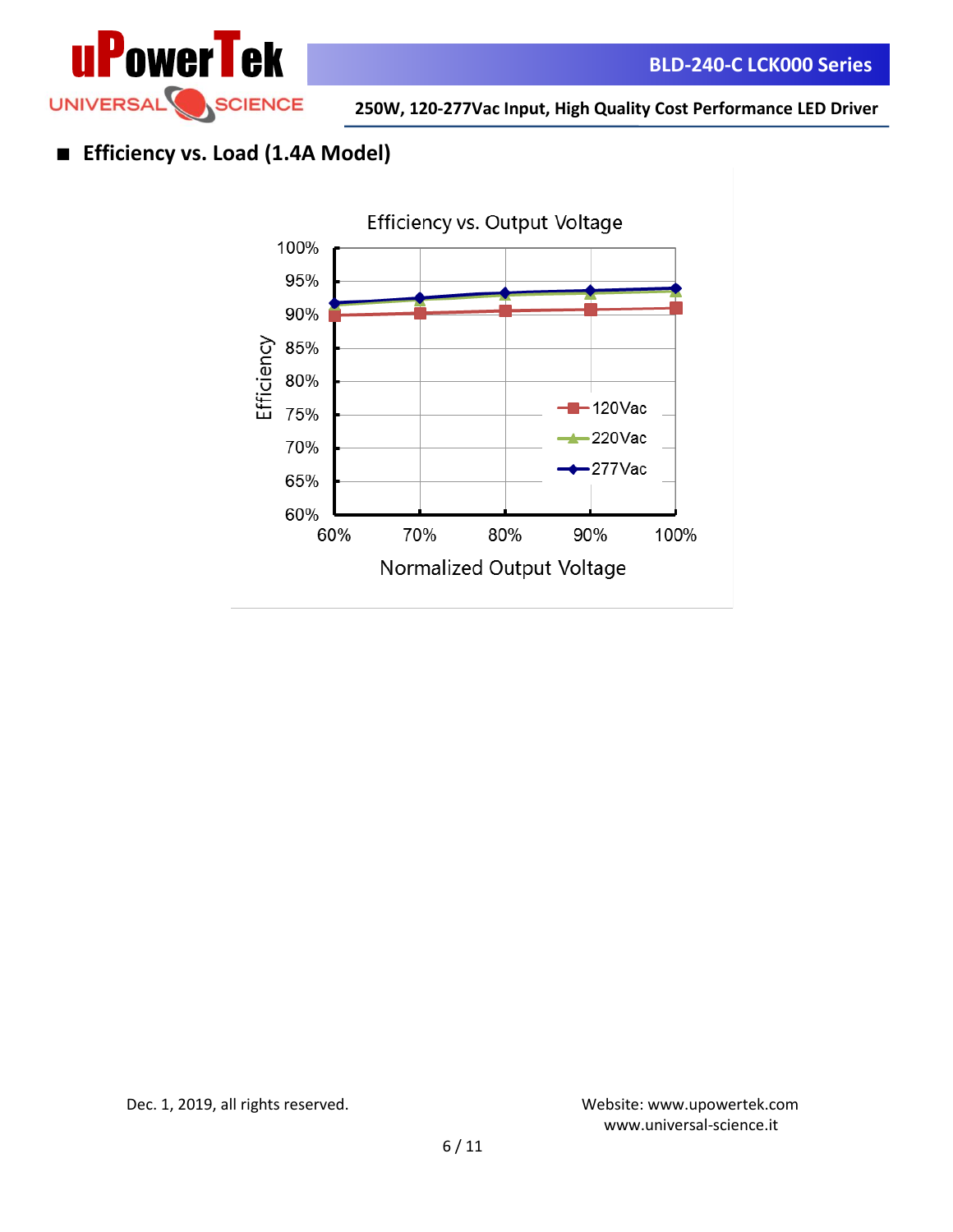## ■ Efficiency vs. Load (1.4A Model)

Efficiency vs. Output Voltage

| Normalized Output Voltage | 60% | 70% | 80% | 90% | 100% |
|---|---|---|---|---|---|
| 120Vac | | | | | |
| 220Vac | | | | | |
| 277Vac | | | | | |

Efficiency (60% – 100%)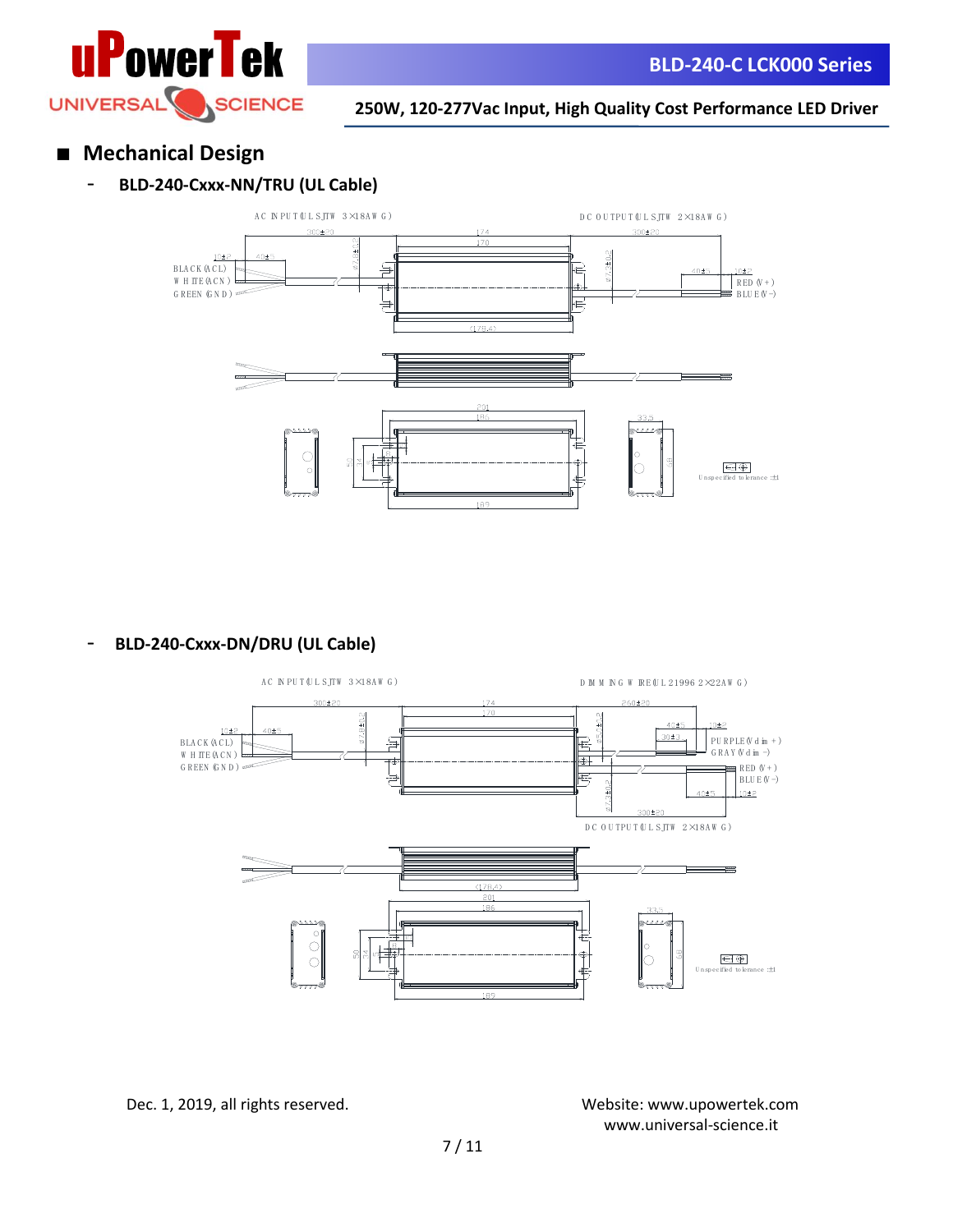## Mechanical Design

- **BLD-240-Cxxx-NN/TRU (UL Cable)**

AC INPUT(UL SJTW 3×18AWG)

DC OUTPUT(UL SJTW 2×18AWG)

300±20

174

170

300±20

10±2

40±5

Ø7.4±0.2

Ø7.3±0.2

40±5

10±2

BLACK(ACL)

WHITE(ACN)

GREEN(GND)

RED(V+)

BLUE(V-)

(178.4)

201

186

33.5

50

34

58

189

Unspecified tolerance: ±1

- **BLD-240-Cxxx-DN/DRU (UL Cable)**

AC INPUT(UL SJTW 3×18AWG)

DIMMING WIRE(UL21996 2×22AWG)

300±20

174

170

260±20

10±2

40±5

Ø7.4±0.2

Ø7.3±0.2

40±5

10±2

30±3

BLACK(ACL)

WHITE(ACN)

GREEN(GND)

PURPLE(Vdim+)

GRAY(Vdim-)

RED(V+)

BLUE(V-)

40±5

10±2

300±20

DC OUTPUT(UL SJTW 2×18AWG)

(178.4)

201

186

33.5

50

34

58

189

Unspecified tolerance: ±1

Dec. 1, 2019, all rights reserved.

Website: www.upowertek.com
www.universal-science.it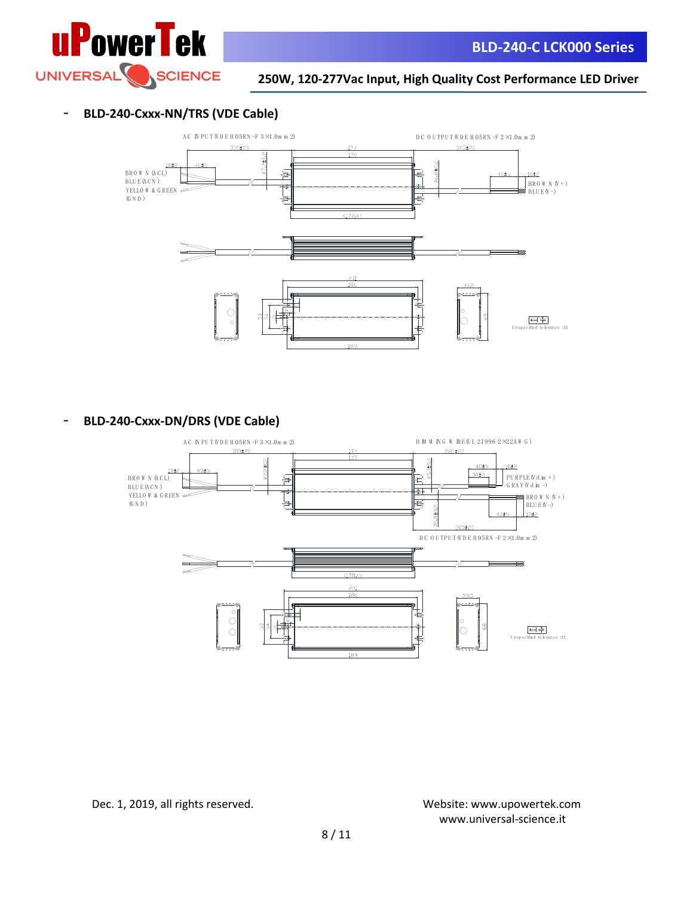- **BLD-240-Cxxx-NN/TRS (VDE Cable)**

AC INPUT(VDE H05RN-F 3×1.0mm2)

DC OUTPUT(VDE H05RN-F 2×1.0mm2)

300±20

174

170

300±20

10±2

40±5

40±5

10±2

BROWN (ACL)

BLUE(ACN)

YELLOW & GREEN (GND)

BROWN (V+)

BLUE(V-)

(178.4)

201

186

189

33.5

50

34

68

Unspecified tolerance ±1

- **BLD-240-Cxxx-DN/DRS (VDE Cable)**

AC INPUT(VDE H05RN-F 3×1.0mm2)

DIMMING WIRE(UL 21996 2×22AWG)

300±20

174

170

260±20

10±2

40±5

40±5

10±2

30±3

BROWN (ACL)

BLUE(ACN)

YELLOW & GREEN (GND)

PURPLE(Vdim+)

GRAY(Vdim-)

BROWN (V+)

BLUE(V-)

40±5

10±2

300±20

DC OUTPUT(VDE H05RN-F 2×1.0mm2)

(178.4)

201

186

189

33.5

50

34

68

Unspecified tolerance ±1

Dec. 1, 2019, all rights reserved.

Website: www.upowertek.com
www.universal-science.it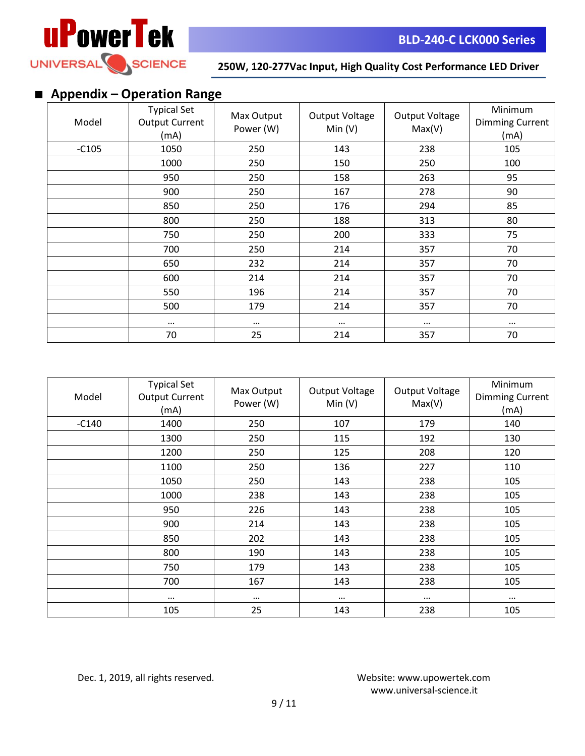## Appendix – Operation Range

| Model | Typical Set Output Current (mA) | Max Output Power (W) | Output Voltage Min (V) | Output Voltage Max(V) | Minimum Dimming Current (mA) |
|---|---|---|---|---|---|
| -C105 | 1050 | 250 | 143 | 238 | 105 |
| | 1000 | 250 | 150 | 250 | 100 |
| | 950 | 250 | 158 | 263 | 95 |
| | 900 | 250 | 167 | 278 | 90 |
| | 850 | 250 | 176 | 294 | 85 |
| | 800 | 250 | 188 | 313 | 80 |
| | 750 | 250 | 200 | 333 | 75 |
| | 700 | 250 | 214 | 357 | 70 |
| | 650 | 232 | 214 | 357 | 70 |
| | 600 | 214 | 214 | 357 | 70 |
| | 550 | 196 | 214 | 357 | 70 |
| | 500 | 179 | 214 | 357 | 70 |
| | … | … | … | … | … |
| | 70 | 25 | 214 | 357 | 70 |

| Model | Typical Set Output Current (mA) | Max Output Power (W) | Output Voltage Min (V) | Output Voltage Max(V) | Minimum Dimming Current (mA) |
|---|---|---|---|---|---|
| -C140 | 1400 | 250 | 107 | 179 | 140 |
| | 1300 | 250 | 115 | 192 | 130 |
| | 1200 | 250 | 125 | 208 | 120 |
| | 1100 | 250 | 136 | 227 | 110 |
| | 1050 | 250 | 143 | 238 | 105 |
| | 1000 | 238 | 143 | 238 | 105 |
| | 950 | 226 | 143 | 238 | 105 |
| | 900 | 214 | 143 | 238 | 105 |
| | 850 | 202 | 143 | 238 | 105 |
| | 800 | 190 | 143 | 238 | 105 |
| | 750 | 179 | 143 | 238 | 105 |
| | 700 | 167 | 143 | 238 | 105 |
| | … | … | … | … | … |
| | 105 | 25 | 143 | 238 | 105 |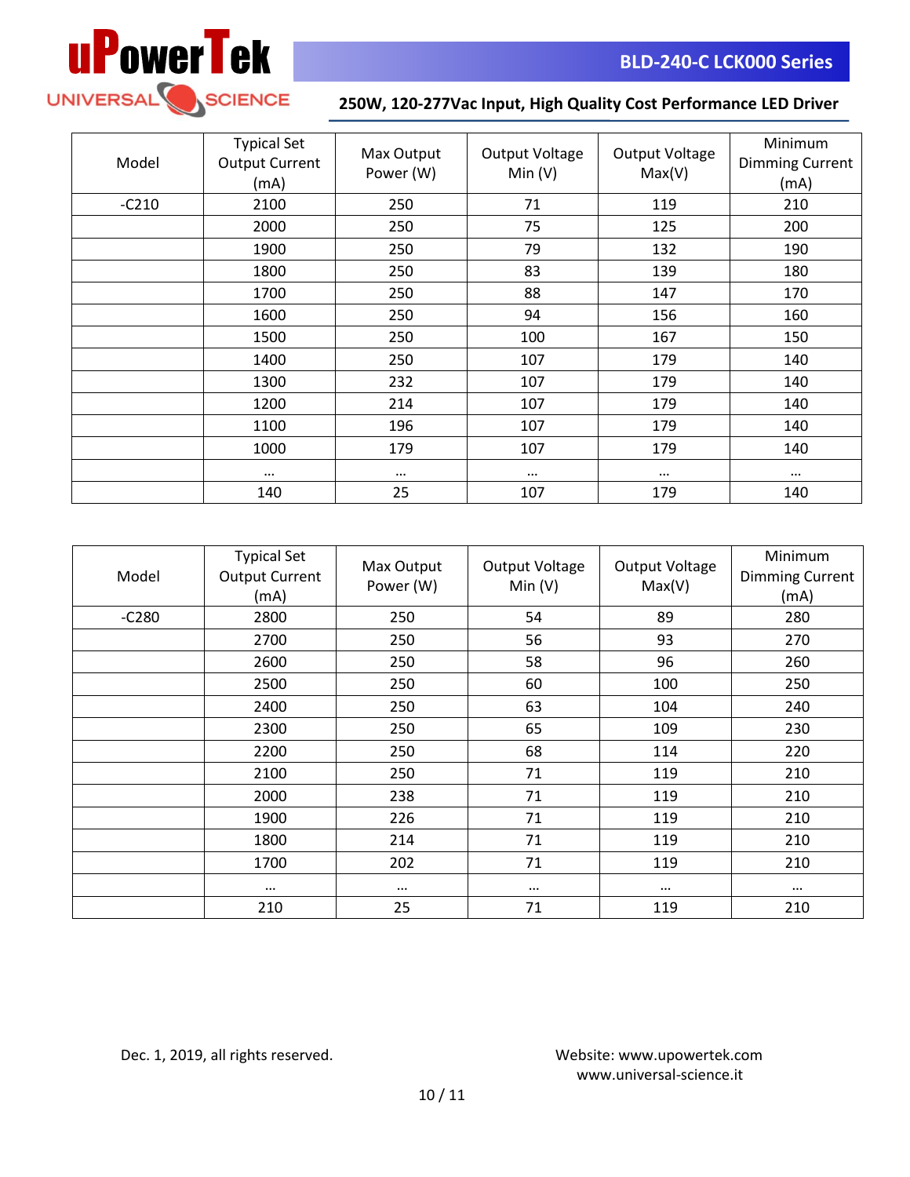| Model | Typical Set Output Current (mA) | Max Output Power (W) | Output Voltage Min (V) | Output Voltage Max(V) | Minimum Dimming Current (mA) |
|---|---|---|---|---|---|
| -C210 | 2100 | 250 | 71 | 119 | 210 |
| | 2000 | 250 | 75 | 125 | 200 |
| | 1900 | 250 | 79 | 132 | 190 |
| | 1800 | 250 | 83 | 139 | 180 |
| | 1700 | 250 | 88 | 147 | 170 |
| | 1600 | 250 | 94 | 156 | 160 |
| | 1500 | 250 | 100 | 167 | 150 |
| | 1400 | 250 | 107 | 179 | 140 |
| | 1300 | 232 | 107 | 179 | 140 |
| | 1200 | 214 | 107 | 179 | 140 |
| | 1100 | 196 | 107 | 179 | 140 |
| | 1000 | 179 | 107 | 179 | 140 |
| | … | … | … | … | … |
| | 140 | 25 | 107 | 179 | 140 |

| Model | Typical Set Output Current (mA) | Max Output Power (W) | Output Voltage Min (V) | Output Voltage Max(V) | Minimum Dimming Current (mA) |
|---|---|---|---|---|---|
| -C280 | 2800 | 250 | 54 | 89 | 280 |
| | 2700 | 250 | 56 | 93 | 270 |
| | 2600 | 250 | 58 | 96 | 260 |
| | 2500 | 250 | 60 | 100 | 250 |
| | 2400 | 250 | 63 | 104 | 240 |
| | 2300 | 250 | 65 | 109 | 230 |
| | 2200 | 250 | 68 | 114 | 220 |
| | 2100 | 250 | 71 | 119 | 210 |
| | 2000 | 238 | 71 | 119 | 210 |
| | 1900 | 226 | 71 | 119 | 210 |
| | 1800 | 214 | 71 | 119 | 210 |
| | 1700 | 202 | 71 | 119 | 210 |
| | … | … | … | … | … |
| | 210 | 25 | 71 | 119 | 210 |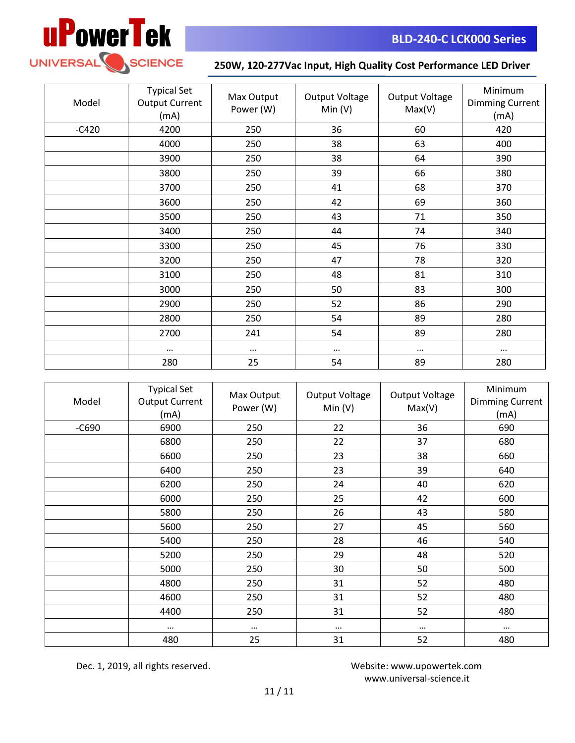| Model | Typical Set Output Current (mA) | Max Output Power (W) | Output Voltage Min (V) | Output Voltage Max(V) | Minimum Dimming Current (mA) |
|---|---|---|---|---|---|
| -C420 | 4200 | 250 | 36 | 60 | 420 |
| | 4000 | 250 | 38 | 63 | 400 |
| | 3900 | 250 | 38 | 64 | 390 |
| | 3800 | 250 | 39 | 66 | 380 |
| | 3700 | 250 | 41 | 68 | 370 |
| | 3600 | 250 | 42 | 69 | 360 |
| | 3500 | 250 | 43 | 71 | 350 |
| | 3400 | 250 | 44 | 74 | 340 |
| | 3300 | 250 | 45 | 76 | 330 |
| | 3200 | 250 | 47 | 78 | 320 |
| | 3100 | 250 | 48 | 81 | 310 |
| | 3000 | 250 | 50 | 83 | 300 |
| | 2900 | 250 | 52 | 86 | 290 |
| | 2800 | 250 | 54 | 89 | 280 |
| | 2700 | 241 | 54 | 89 | 280 |
| | … | … | … | … | … |
| | 280 | 25 | 54 | 89 | 280 |

| Model | Typical Set Output Current (mA) | Max Output Power (W) | Output Voltage Min (V) | Output Voltage Max(V) | Minimum Dimming Current (mA) |
|---|---|---|---|---|---|
| -C690 | 6900 | 250 | 22 | 36 | 690 |
| | 6800 | 250 | 22 | 37 | 680 |
| | 6600 | 250 | 23 | 38 | 660 |
| | 6400 | 250 | 23 | 39 | 640 |
| | 6200 | 250 | 24 | 40 | 620 |
| | 6000 | 250 | 25 | 42 | 600 |
| | 5800 | 250 | 26 | 43 | 580 |
| | 5600 | 250 | 27 | 45 | 560 |
| | 5400 | 250 | 28 | 46 | 540 |
| | 5200 | 250 | 29 | 48 | 520 |
| | 5000 | 250 | 30 | 50 | 500 |
| | 4800 | 250 | 31 | 52 | 480 |
| | 4600 | 250 | 31 | 52 | 480 |
| | 4400 | 250 | 31 | 52 | 480 |
| | … | … | … | … | … |
| | 480 | 25 | 31 | 52 | 480 |